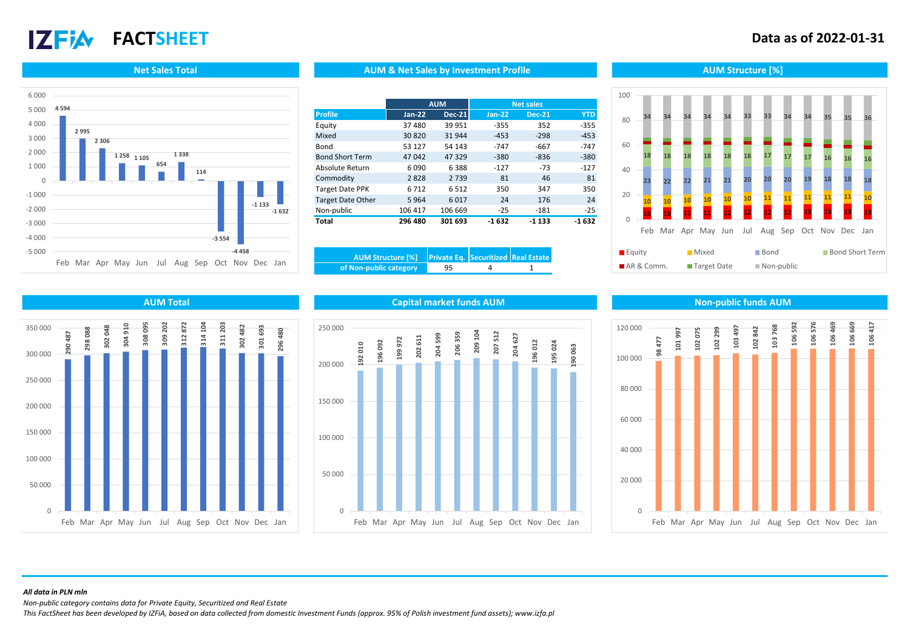# IZFiA FACTSHEET

**Data as of 2022-01-31**

## Net Sales Total

| Month | Net Sales |
|---|---|
| Feb | 4 594 |
| Mar | 2 995 |
| Apr | 2 306 |
| May | 1 258 |
| Jun | 1 105 |
| Jul | 654 |
| Aug | 1 338 |
| Sep | 114 |
| Oct | -3 554 |
| Nov | -4 458 |
| Dec | -1 133 |
| Jan | -1 632 |

## AUM & Net Sales by Investment Profile

| Profile | AUM Jan-22 | AUM Dec-21 | Net sales Jan-22 | Net sales Dec-21 | Net sales YTD |
|---|---|---|---|---|---|
| Equity | 37 480 | 39 951 | -355 | 352 | -355 |
| Mixed | 30 820 | 31 944 | -453 | -298 | -453 |
| Bond | 53 127 | 54 143 | -747 | -667 | -747 |
| Bond Short Term | 47 042 | 47 329 | -380 | -836 | -380 |
| Absolute Return | 6 090 | 6 388 | -127 | -73 | -127 |
| Commodity | 2 828 | 2 739 | 81 | 46 | 81 |
| Target Date PPK | 6 712 | 6 512 | 350 | 347 | 350 |
| Target Date Other | 5 964 | 6 017 | 24 | 176 | 24 |
| Non-public | 106 417 | 106 669 | -25 | -181 | -25 |
| **Total** | **296 480** | **301 693** | **-1 632** | **-1 133** | **-1 632** |

| AUM Structure [%] | Private Eq. | Securitized | Real Estate |
|---|---|---|---|
| of Non-public category | 95 | 4 | 1 |

## AUM Structure [%]

| Month | Equity | Mixed | Bond | Bond Short Term | Non-public |
|---|---|---|---|---|---|
| Feb | 10 | 10 | 23 | 18 | 34 |
| Mar | 10 | 10 | 22 | 18 | 34 |
| Apr | 11 | 10 | 22 | 18 | 34 |
| May | 11 | 10 | 21 | 18 | 34 |
| Jun | 12 | 10 | 21 | 18 | 34 |
| Jul | 12 | 10 | 20 | 18 | 33 |
| Aug | 12 | 11 | 20 | 17 | 33 |
| Sep | 12 | 11 | 20 | 17 | 34 |
| Oct | 13 | 11 | 19 | 17 | 34 |
| Nov | 13 | 11 | 18 | 16 | 35 |
| Dec | 13 | 11 | 18 | 16 | 35 |
| Jan | 13 | 10 | 18 | 16 | 36 |

Legend: Equity, Mixed, Bond, Bond Short Term, AR & Comm., Target Date, Non-public

## AUM Total

| Month | AUM |
|---|---|
| Feb | 290 487 |
| Mar | 298 088 |
| Apr | 302 048 |
| May | 304 910 |
| Jun | 308 095 |
| Jul | 309 202 |
| Aug | 312 872 |
| Sep | 314 104 |
| Oct | 311 203 |
| Nov | 302 482 |
| Dec | 301 693 |
| Jan | 296 480 |

## Capital market funds AUM

| Month | AUM |
|---|---|
| Feb | 192 010 |
| Mar | 196 092 |
| Apr | 199 972 |
| May | 202 611 |
| Jun | 204 599 |
| Jul | 206 359 |
| Aug | 209 104 |
| Sep | 207 512 |
| Oct | 204 627 |
| Nov | 196 012 |
| Dec | 195 024 |
| Jan | 190 063 |

## Non-public funds AUM

| Month | AUM |
|---|---|
| Feb | 98 477 |
| Mar | 101 997 |
| Apr | 102 075 |
| May | 102 299 |
| Jun | 103 497 |
| Jul | 102 842 |
| Aug | 103 768 |
| Sep | 106 592 |
| Oct | 106 576 |
| Nov | 106 469 |
| Dec | 106 669 |
| Jan | 106 417 |

*All data in PLN mln*

*Non-public category contains data for Private Equity, Securitized and Real Estate*

*This FactSheet has been developed by IZFiA, based on data collected from domestic Investment Funds (approx. 95% of Polish investment fund assets); www.izfa.pl*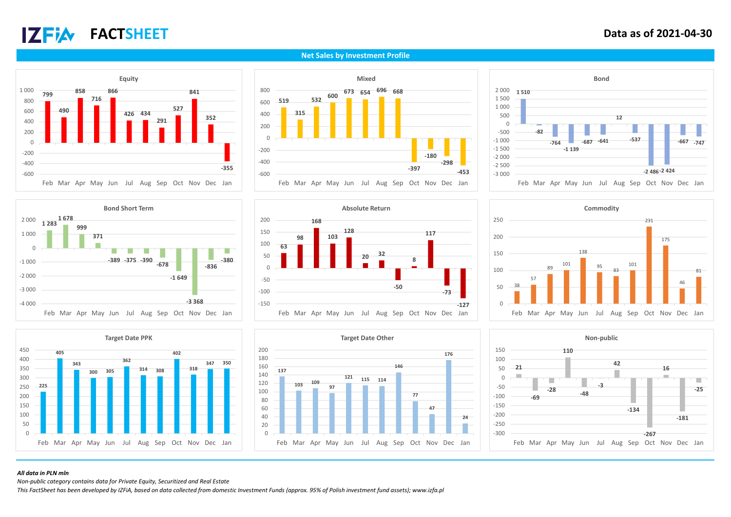# IZFiA FACTSHEET

**Data as of 2021-04-30**

## Net Sales by Investment Profile

### Equity

1 000
800
600
400
200
0
-200
-400
-600

799 490 858 716 866 426 434 291 527 841 352 -355

Feb Mar Apr May Jun Jul Aug Sep Oct Nov Dec Jan

### Mixed

800
600
400
200
0
-200
-400
-600

519 315 532 600 673 654 696 668 -397 -180 -298 -453

Feb Mar Apr May Jun Jul Aug Sep Oct Nov Dec Jan

### Bond

2 000
1 500
1 000
500
0
-500
-1 000
-1 500
-2 000
-2 500
-3 000

1 510 -82 -764 -1 139 -687 -641 12 -537 -2 486 -2 424 -667 -747

Feb Mar Apr May Jun Jul Aug Sep Oct Nov Dec Jan

### Bond Short Term

2 000
1 000
0
-1 000
-2 000
-3 000
-4 000

1 283 1 678 999 371 -389 -375 -390 -678 -1 649 -3 368 -836 -380

Feb Mar Apr May Jun Jul Aug Sep Oct Nov Dec Jan

### Absolute Return

200
150
100
50
0
-50
-100
-150

63 98 168 103 128 20 32 -50 8 117 -73 -127

Feb Mar Apr May Jun Jul Aug Sep Oct Nov Dec Jan

### Commodity

250
200
150
100
50
0

38 57 89 101 138 95 83 101 231 175 46 81

Feb Mar Apr May Jun Jul Aug Sep Oct Nov Dec Jan

### Target Date PPK

450
400
350
300
250
200
150
100
50
0

225 405 343 300 305 362 314 308 402 318 347 350

Feb Mar Apr May Jun Jul Aug Sep Oct Nov Dec Jan

### Target Date Other

200
180
160
140
120
100
80
60
40
20
0

137 103 109 97 121 115 114 146 77 47 176 24

Feb Mar Apr May Jun Jul Aug Sep Oct Nov Dec Jan

### Non-public

150
100
50
0
-50
-100
-150
-200
-250
-300

21 -69 -28 110 -48 -3 42 -134 -267 16 -181 -25

Feb Mar Apr May Jun Jul Aug Sep Oct Nov Dec Jan

---

***All data in PLN mln***

*Non-public category contains data for Private Equity, Securitized and Real Estate*

*This FactSheet has been developed by IZFiA, based on data collected from domestic Investment Funds (approx. 95% of Polish investment fund assets); www.izfa.pl*